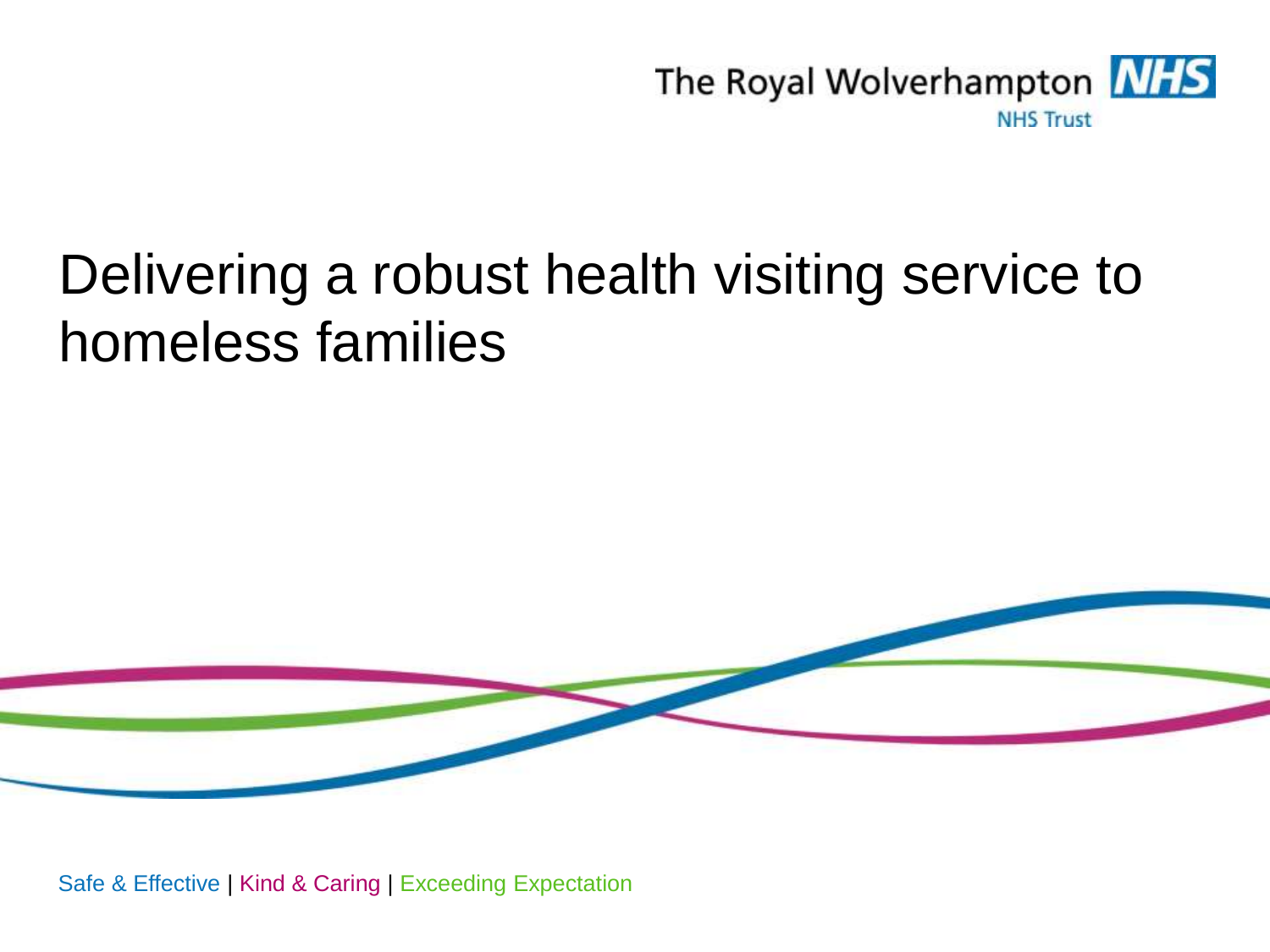The Royal Wolverhampton NHS Trust

# Delivering a robust health visiting service to homeless families

Safe & Effective | Kind & Caring | Exceeding Expectation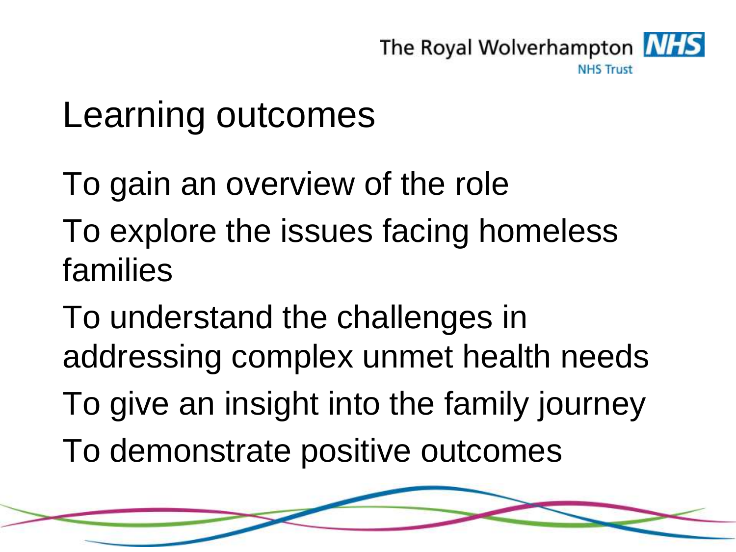# Learning outcomes

To gain an overview of the role

To explore the issues facing homeless families

To understand the challenges in addressing complex unmet health needs

To give an insight into the family journey

To demonstrate positive outcomes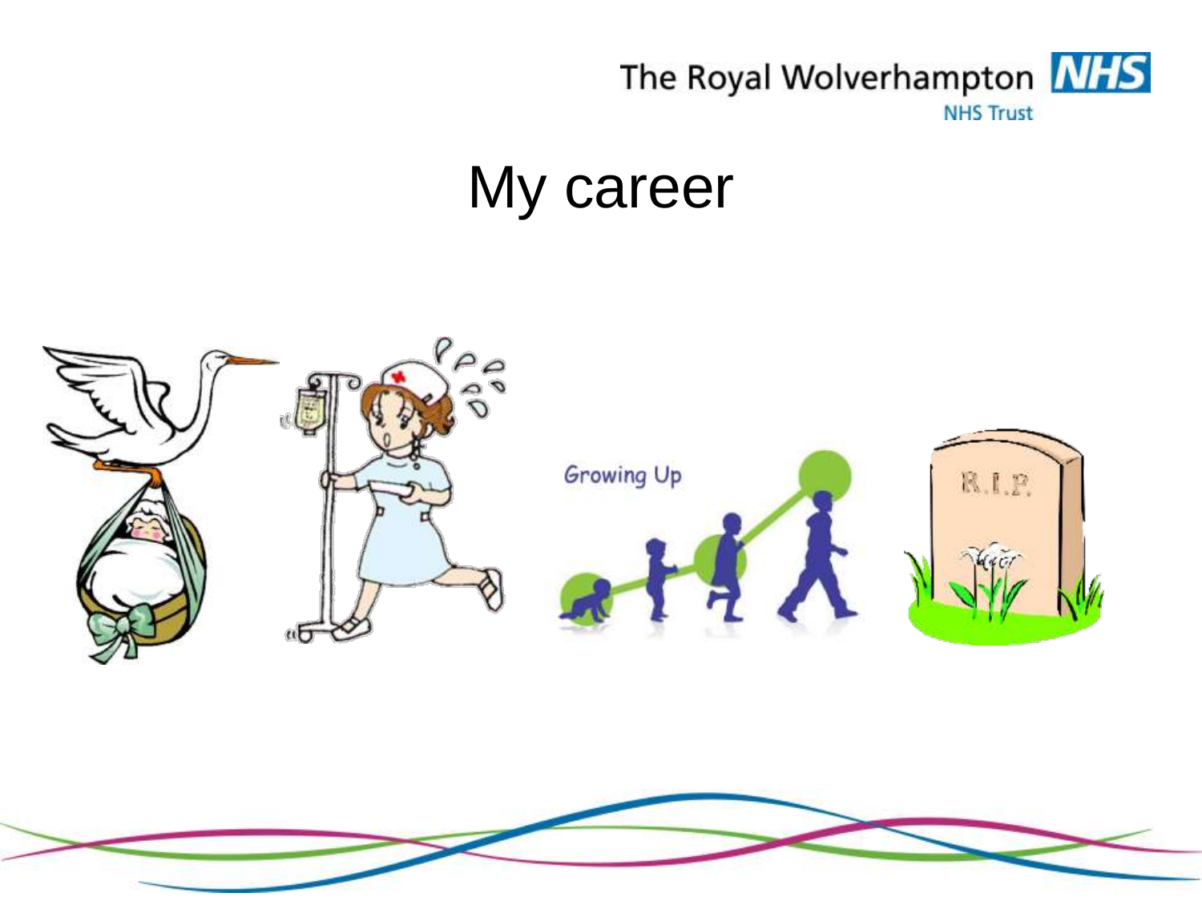# My career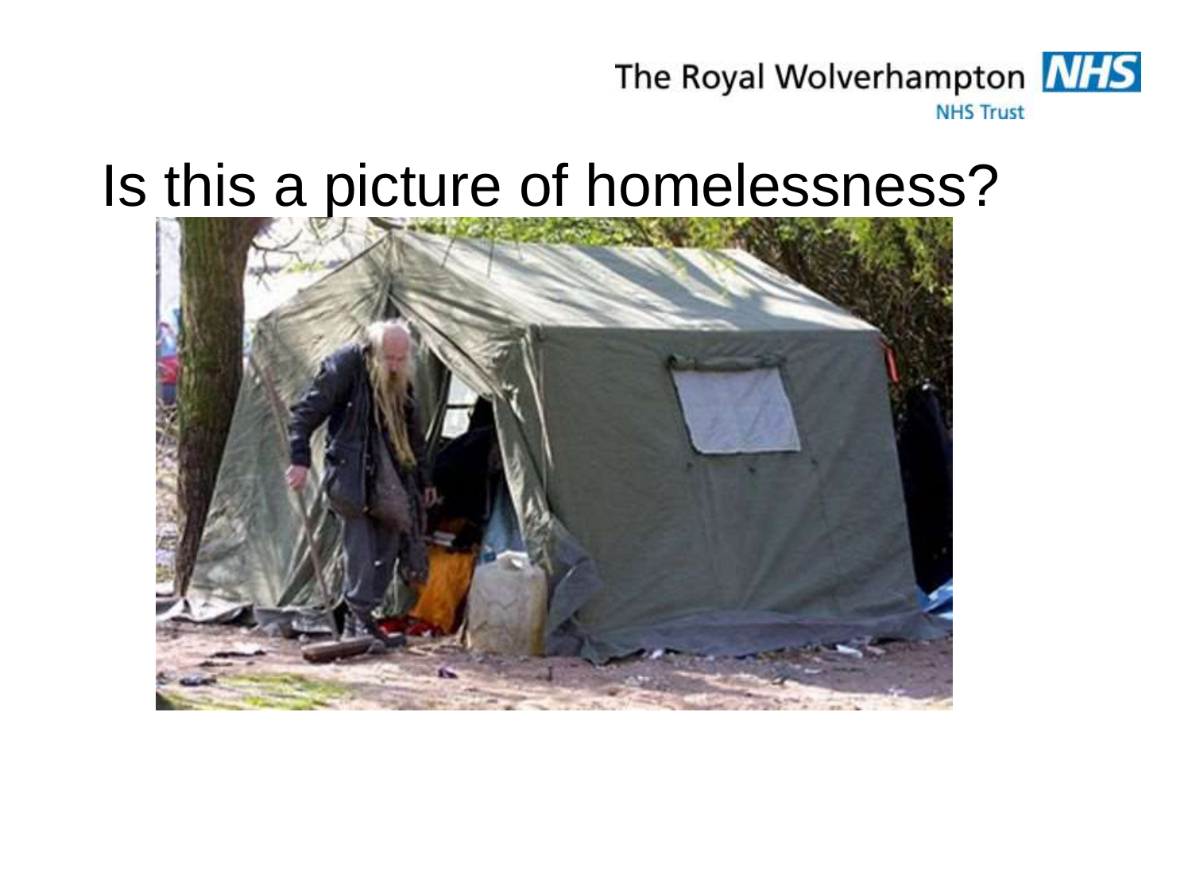# Is this a picture of homelessness?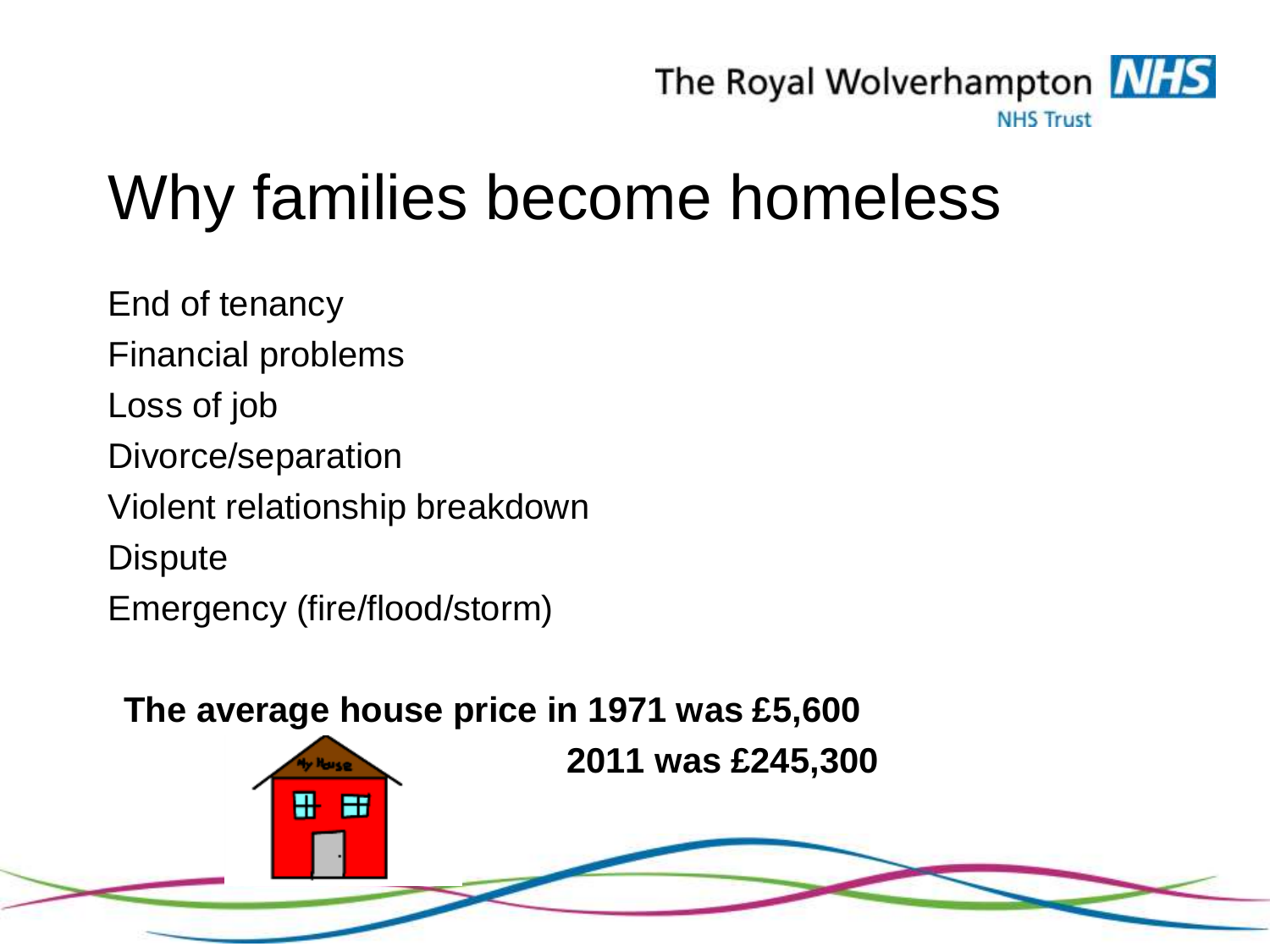# Why families become homeless

End of tenancy

Financial problems

Loss of job

Divorce/separation

Violent relationship breakdown

Dispute

Emergency (fire/flood/storm)

**The average house price in 1971 was £5,600**

**2011 was £245,300**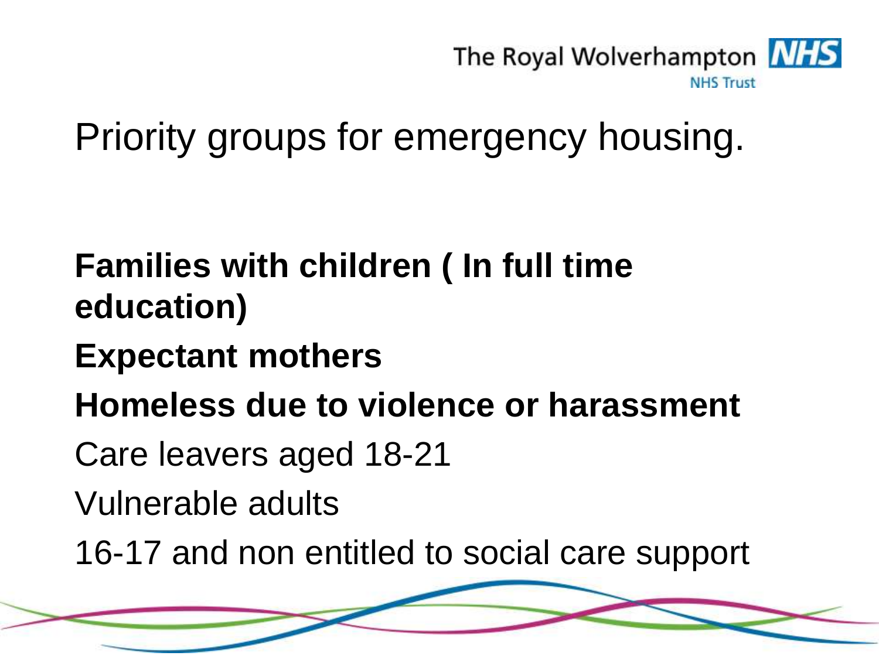# Priority groups for emergency housing.

**Families with children ( In full time education)**

**Expectant mothers**

**Homeless due to violence or harassment**

Care leavers aged 18-21

Vulnerable adults

16-17 and non entitled to social care support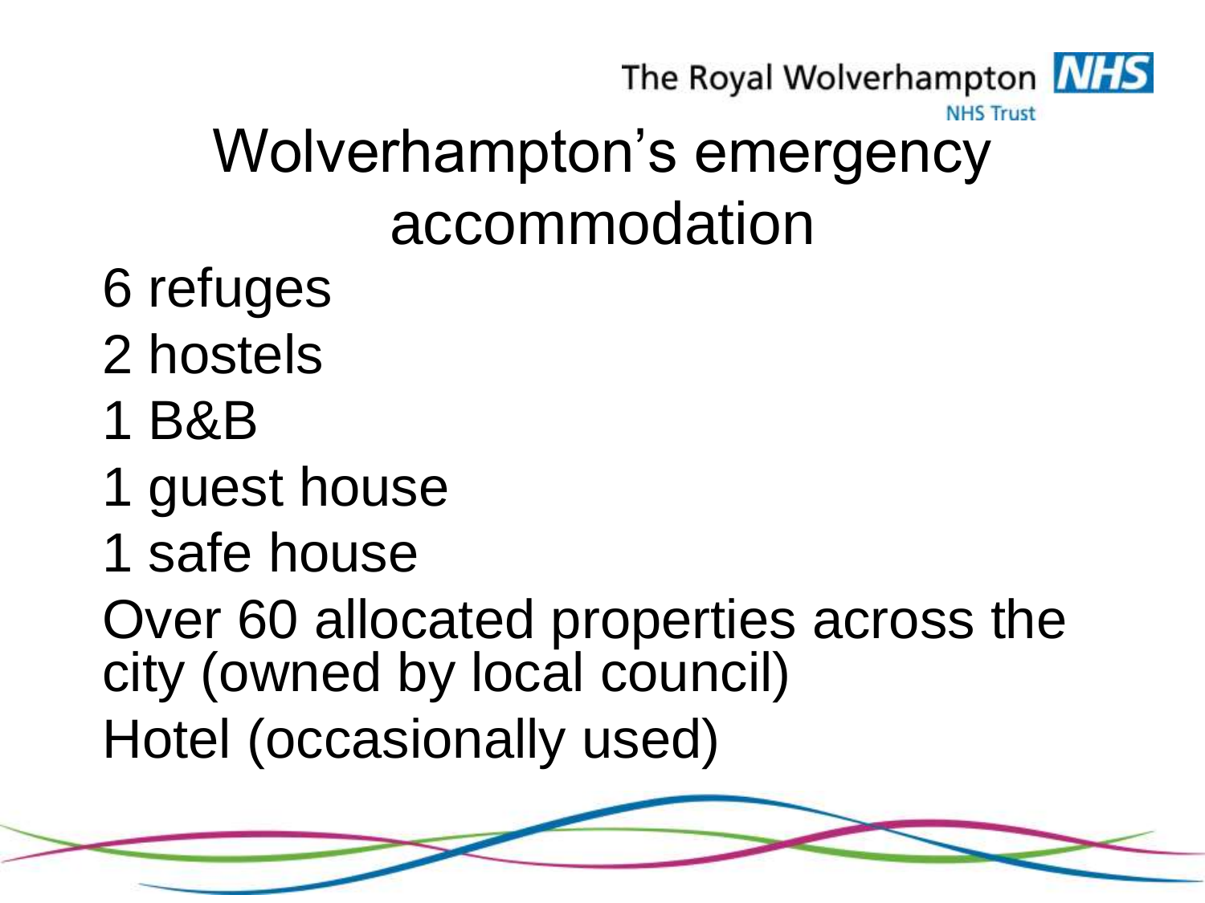# Wolverhampton's emergency accommodation

6 refuges

2 hostels

1 B&B

1 guest house

1 safe house

Over 60 allocated properties across the city (owned by local council)

Hotel (occasionally used)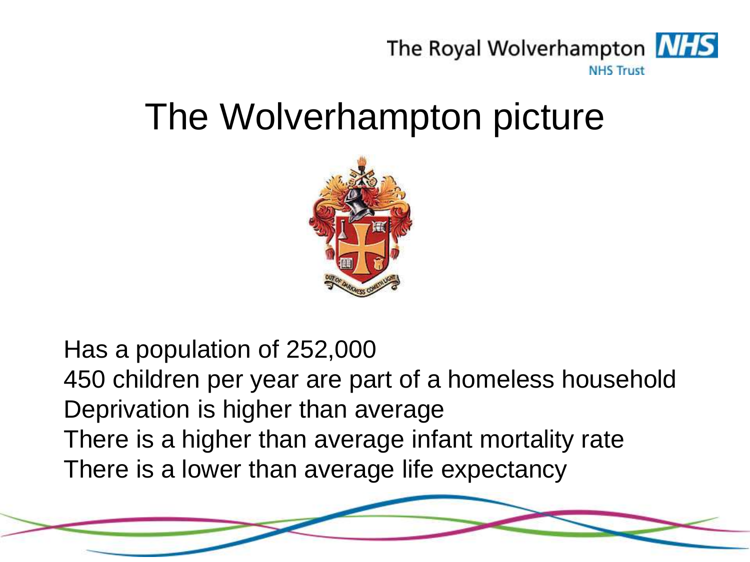# The Wolverhampton picture

Has a population of 252,000
450 children per year are part of a homeless household
Deprivation is higher than average
There is a higher than average infant mortality rate
There is a lower than average life expectancy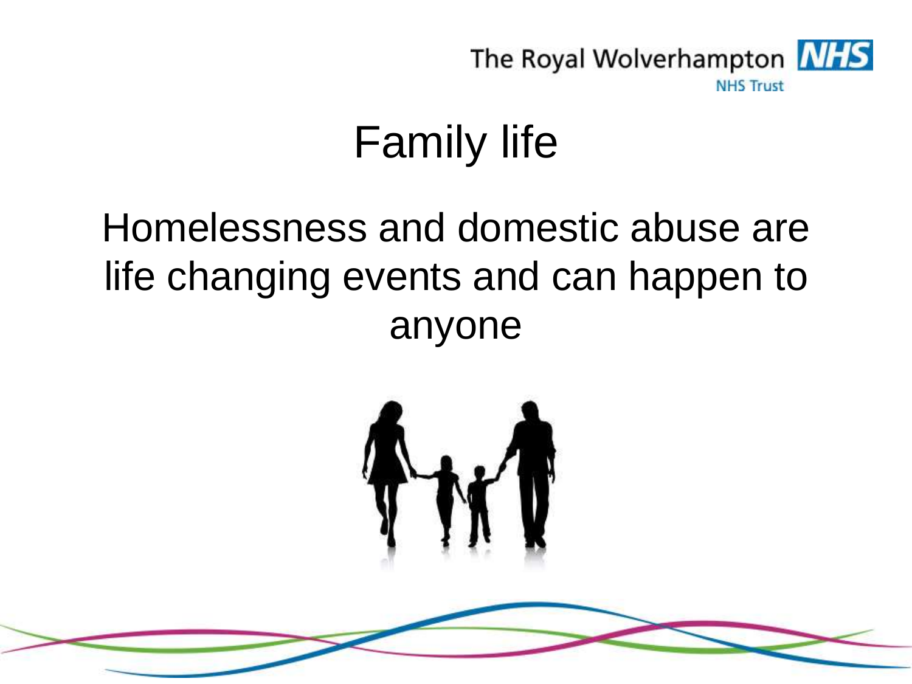# Family life

Homelessness and domestic abuse are life changing events and can happen to anyone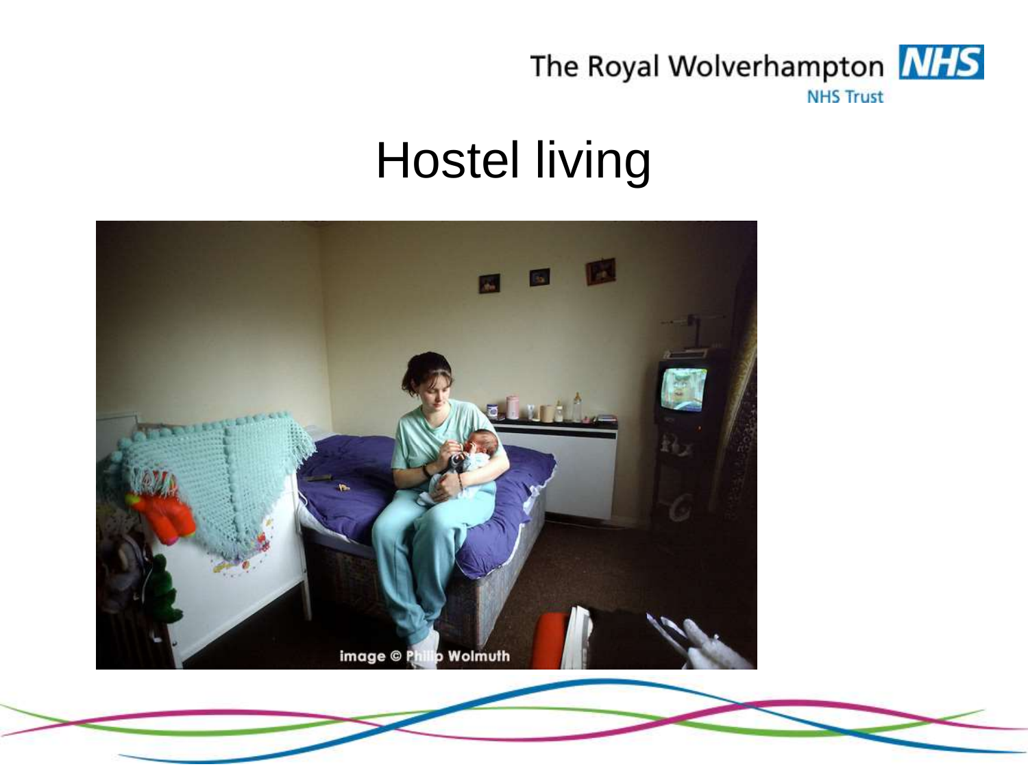# Hostel living

image © Philip Wolmuth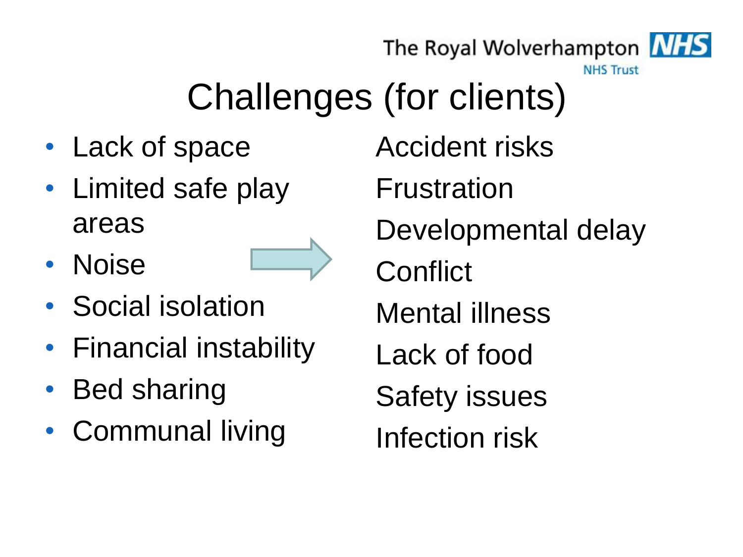# Challenges (for clients)

- Lack of space
- Limited safe play areas
- Noise
- Social isolation
- Financial instability
- Bed sharing
- Communal living

→

Accident risks
Frustration
Developmental delay
Conflict
Mental illness
Lack of food
Safety issues
Infection risk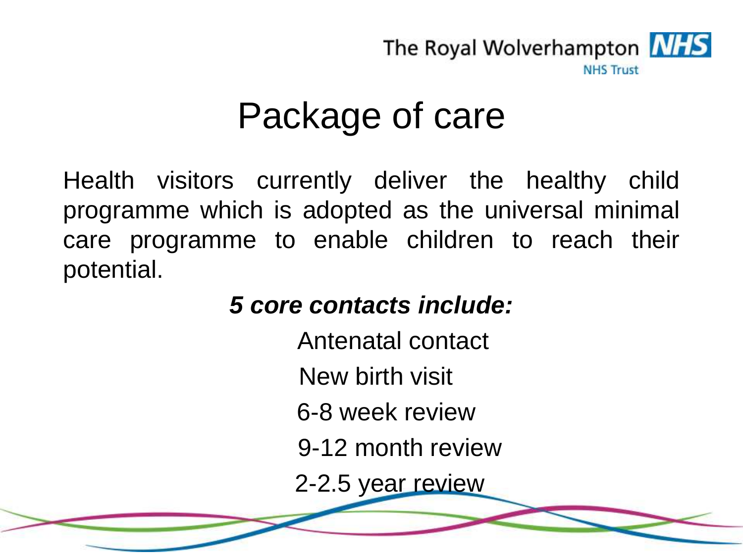# Package of care

Health visitors currently deliver the healthy child programme which is adopted as the universal minimal care programme to enable children to reach their potential.

***5 core contacts include:***

- Antenatal contact
- New birth visit
- 6-8 week review
- 9-12 month review
- 2-2.5 year review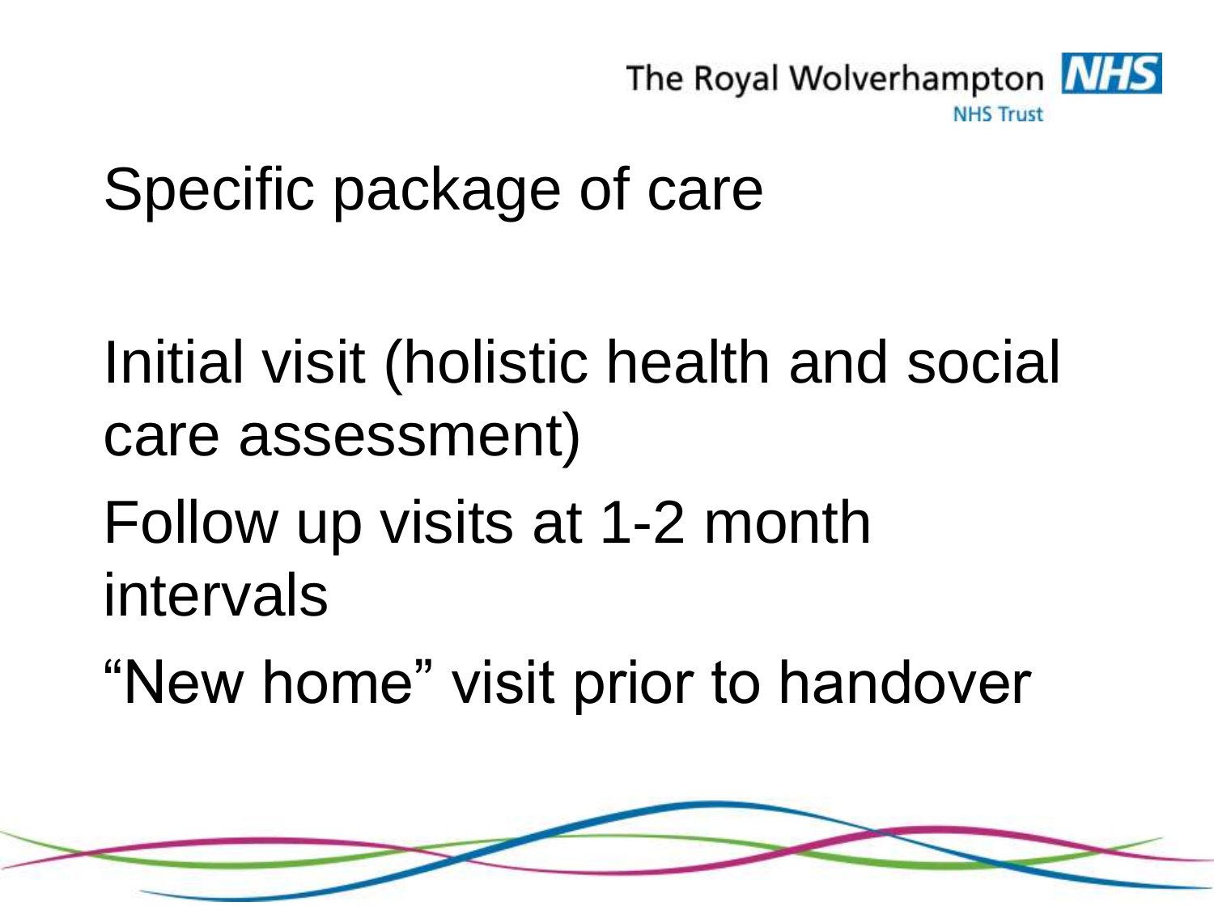# Specific package of care

Initial visit (holistic health and social care assessment)

Follow up visits at 1-2 month intervals

"New home" visit prior to handover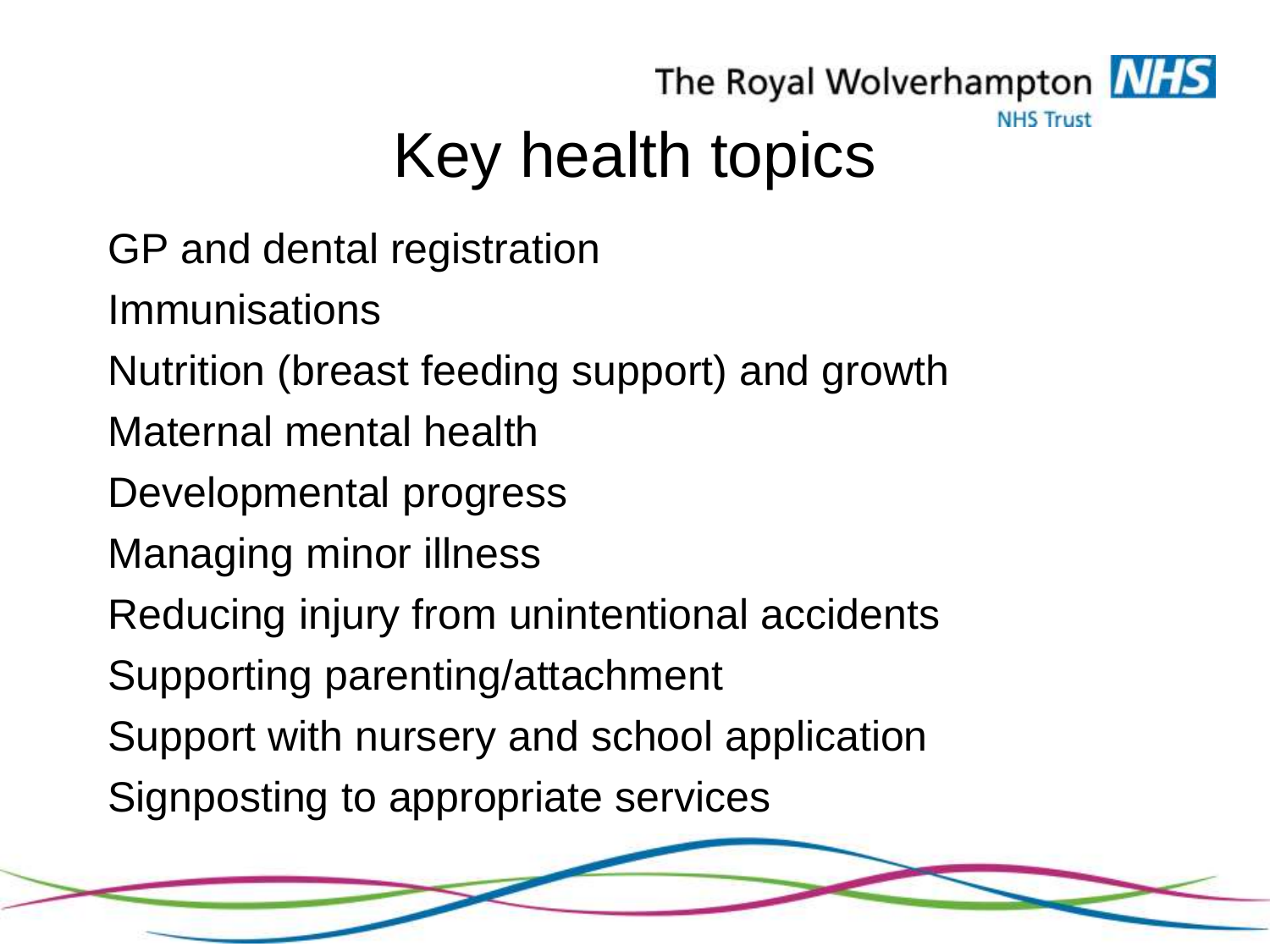# Key health topics

GP and dental registration

Immunisations

Nutrition (breast feeding support) and growth

Maternal mental health

Developmental progress

Managing minor illness

Reducing injury from unintentional accidents

Supporting parenting/attachment

Support with nursery and school application

Signposting to appropriate services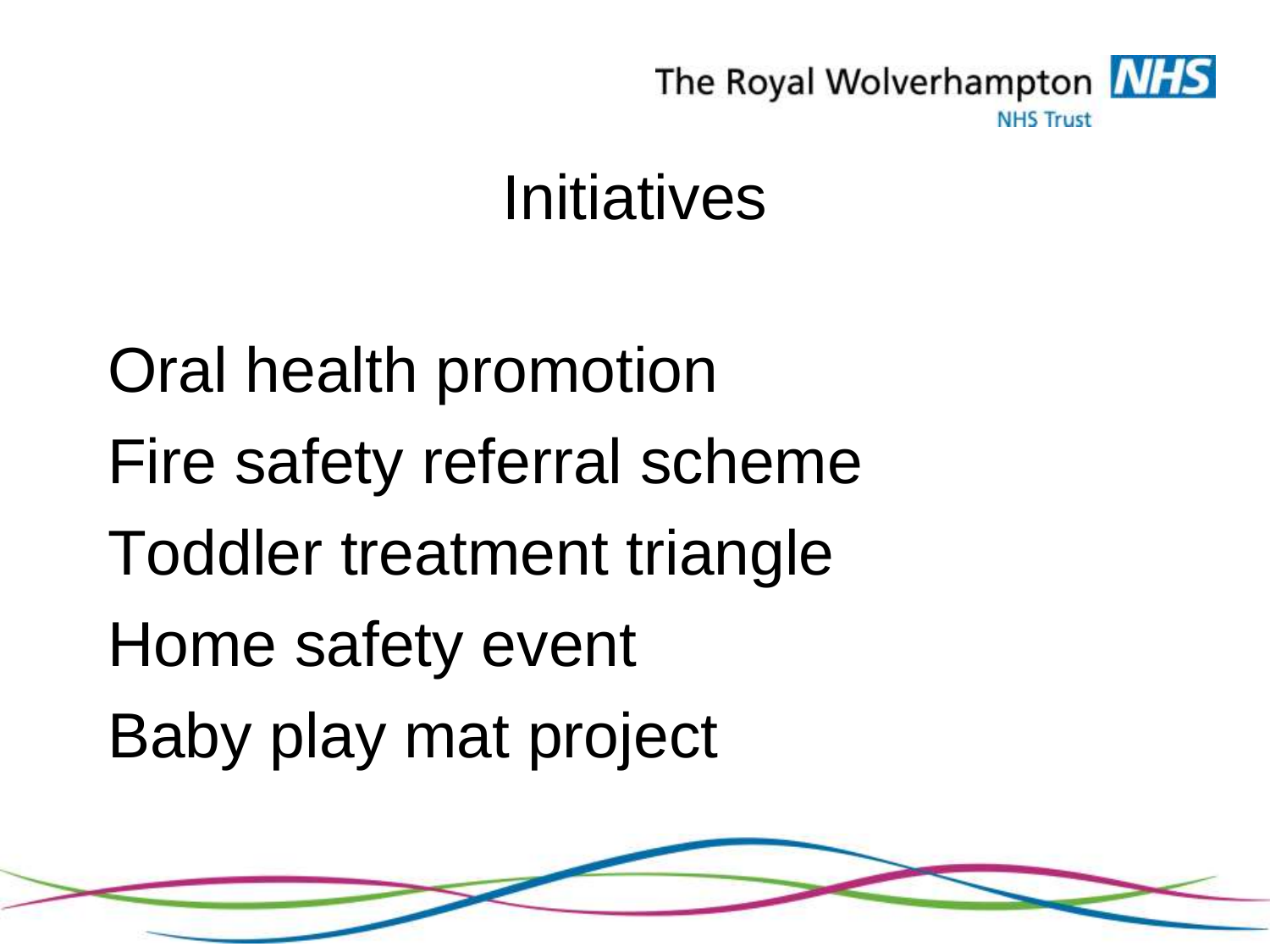# Initiatives

Oral health promotion

Fire safety referral scheme

Toddler treatment triangle

Home safety event

Baby play mat project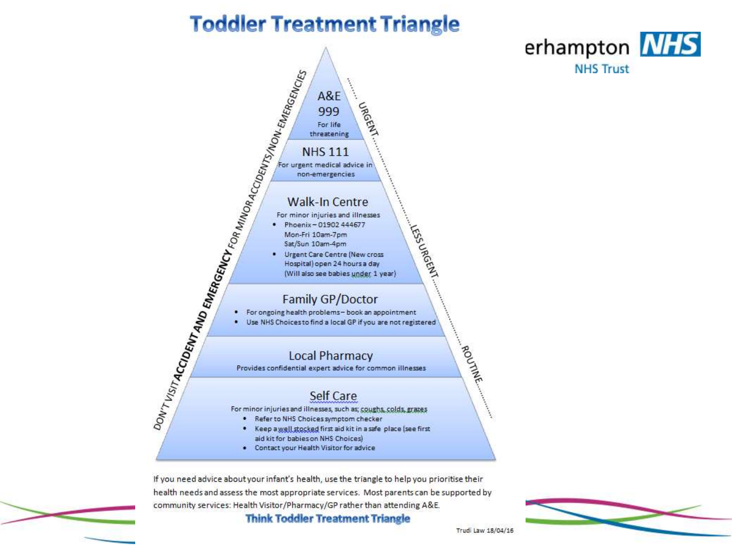# Toddler Treatment Triangle

erhampton NHS
NHS Trust

DON'T VISIT **ACCIDENT AND EMERGENCY** FOR MINOR ACCIDENTS/NON-EMERGENCIES

URGENT..................... LESS URGENT..................... ROUTINE.....................

## A&E 999

For life threatening

## NHS 111

For urgent medical advice in non-emergencies

## Walk-In Centre

For minor injuries and illnesses

- Phoenix – 01902 444677
  Mon-Fri 10am-7pm
  Sat/Sun 10am-4pm
- Urgent Care Centre (New cross Hospital) open 24 hours a day
  (Will also see babies under 1 year)

## Family GP/Doctor

- For ongoing health problems – book an appointment
- Use NHS Choices to find a local GP if you are not registered

## Local Pharmacy

Provides confidential expert advice for common illnesses

## Self Care

For minor injuries and illnesses, such as; coughs, colds, grazes

- Refer to NHS Choices symptom checker
- Keep a well stocked first aid kit in a safe place (see first aid kit for babies on NHS Choices)
- Contact your Health Visitor for advice

If you need advice about your infant's health, use the triangle to help you prioritise their health needs and assess the most appropriate services. Most parents can be supported by community services: Health Visitor/Pharmacy/GP rather than attending A&E.

**Think Toddler Treatment Triangle**

Trudi Law 18/04/16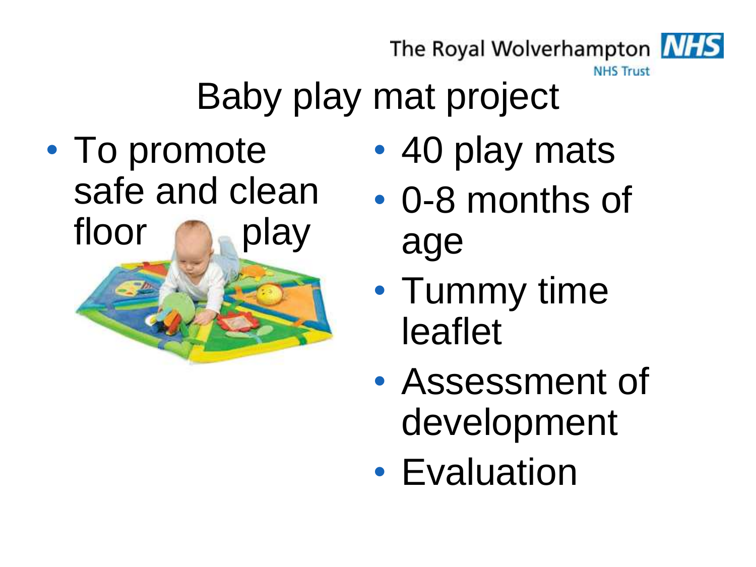# Baby play mat project

- To promote safe and clean floor play
- 40 play mats
- 0-8 months of age
- Tummy time leaflet
- Assessment of development
- Evaluation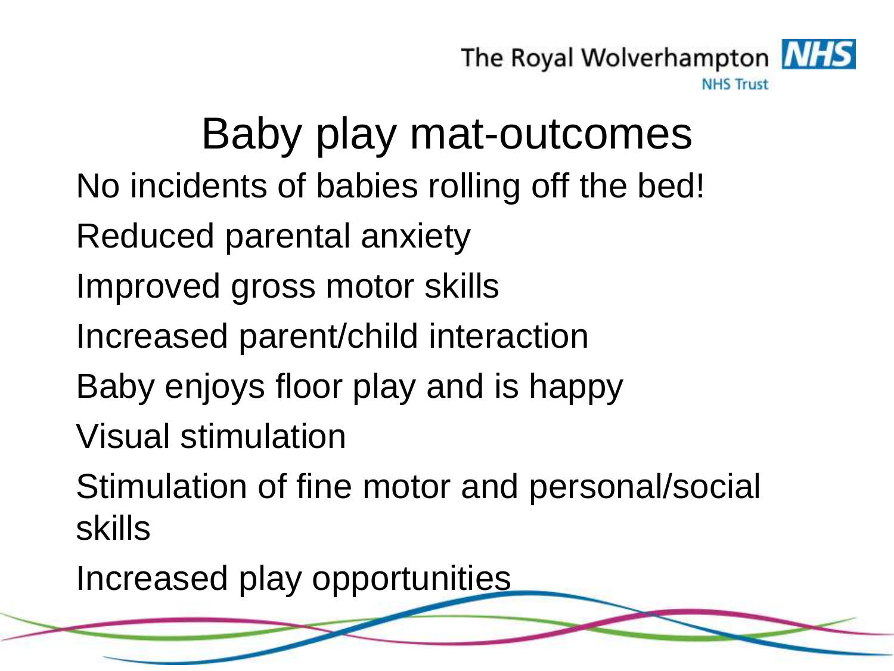# Baby play mat-outcomes

No incidents of babies rolling off the bed!

Reduced parental anxiety

Improved gross motor skills

Increased parent/child interaction

Baby enjoys floor play and is happy

Visual stimulation

Stimulation of fine motor and personal/social skills

Increased play opportunities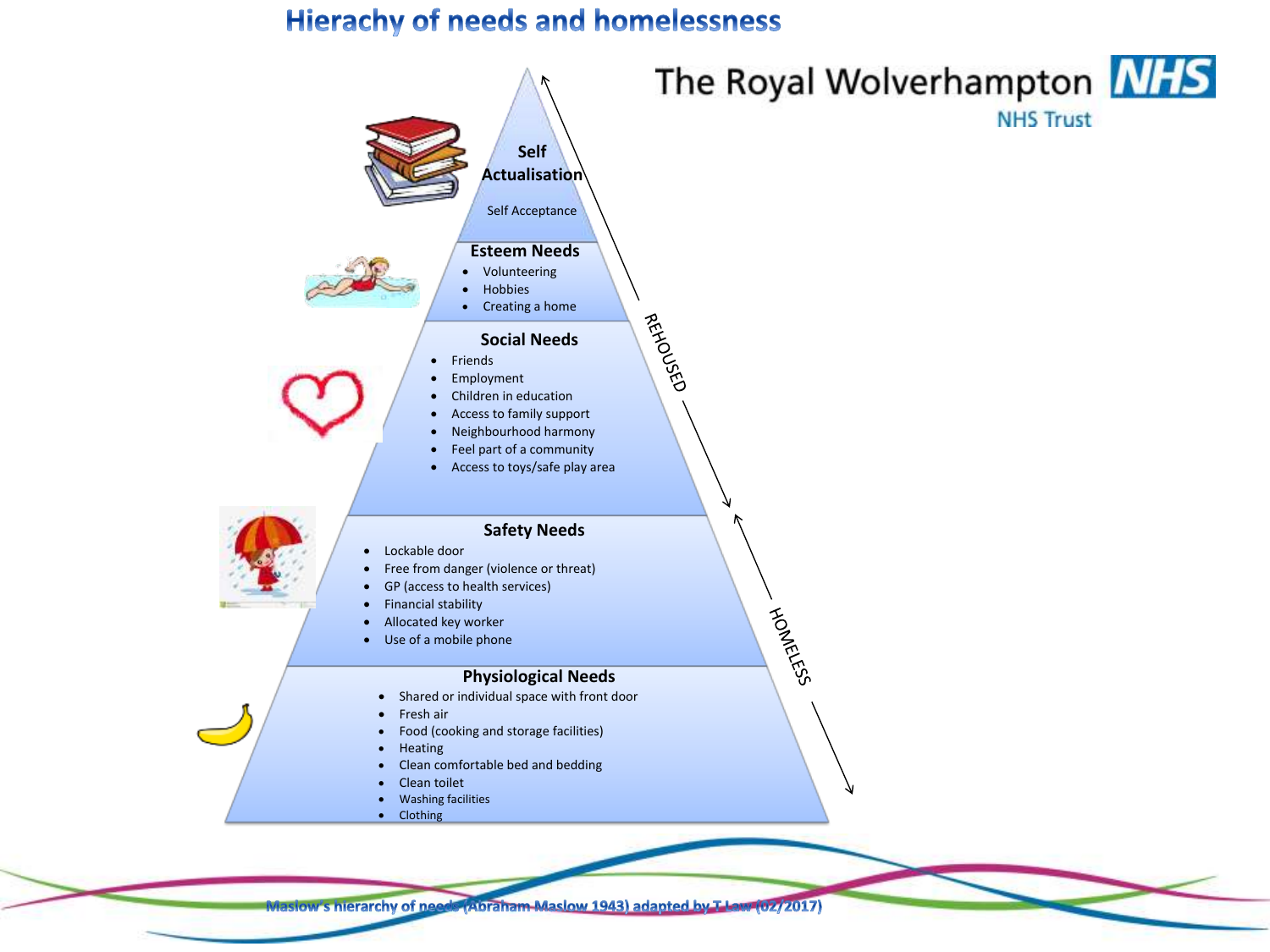# Hierarchy of needs and homelessness

The Royal Wolverhampton NHS Trust

### Self Actualisation

Self Acceptance

### Esteem Needs

- Volunteering
- Hobbies
- Creating a home

### Social Needs

- Friends
- Employment
- Children in education
- Access to family support
- Neighbourhood harmony
- Feel part of a community
- Access to toys/safe play area

### Safety Needs

- Lockable door
- Free from danger (violence or threat)
- GP (access to health services)
- Financial stability
- Allocated key worker
- Use of a mobile phone

### Physiological Needs

- Shared or individual space with front door
- Fresh air
- Food (cooking and storage facilities)
- Heating
- Clean comfortable bed and bedding
- Clean toilet
- Washing facilities
- Clothing

REHOUSED

HOMELESS

Maslow's hierarchy of needs (Abraham Maslow 1943) adapted by T Low (02/2017)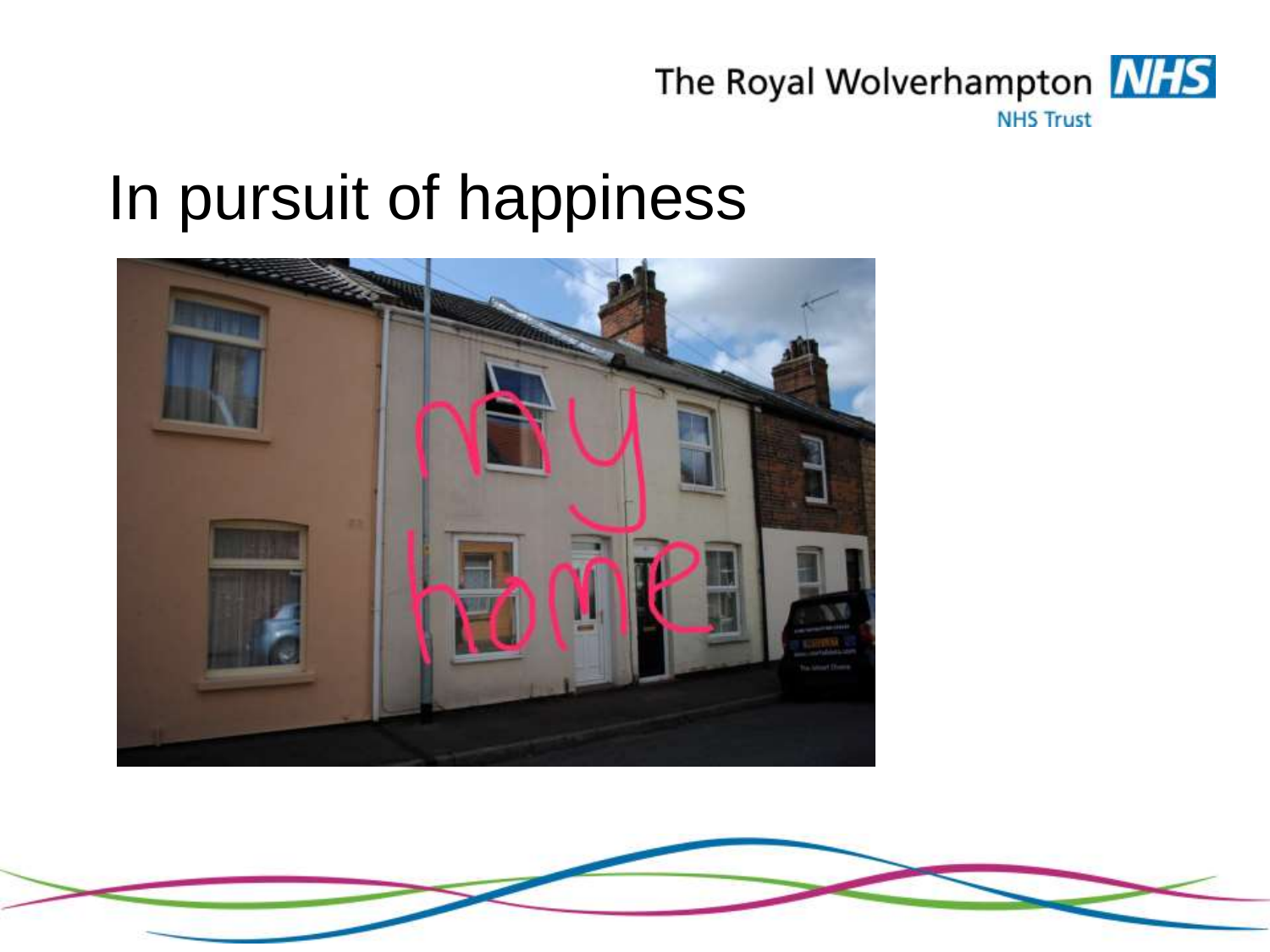# In pursuit of happiness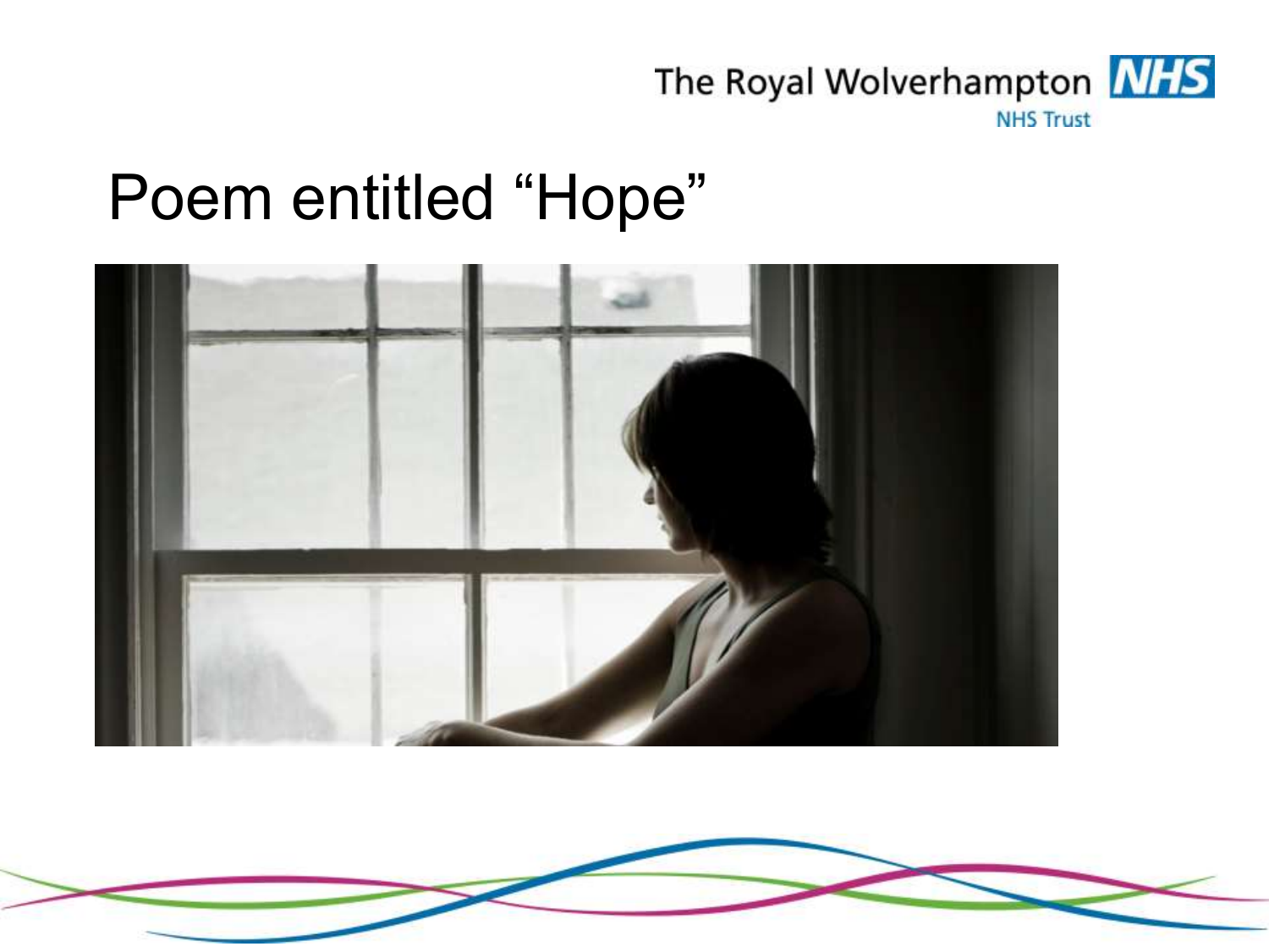# Poem entitled "Hope"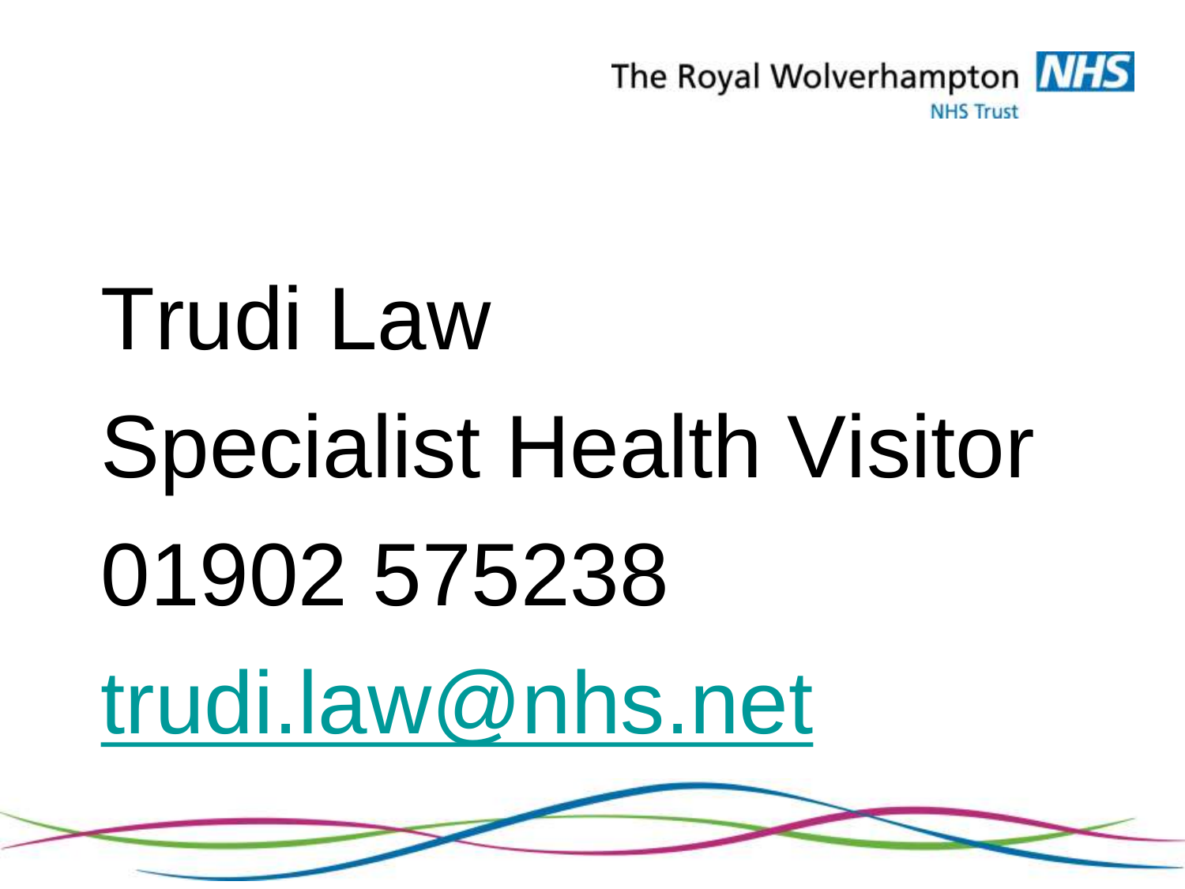The Royal Wolverhampton NHS Trust

Trudi Law

Specialist Health Visitor

01902 575238

trudi.law@nhs.net